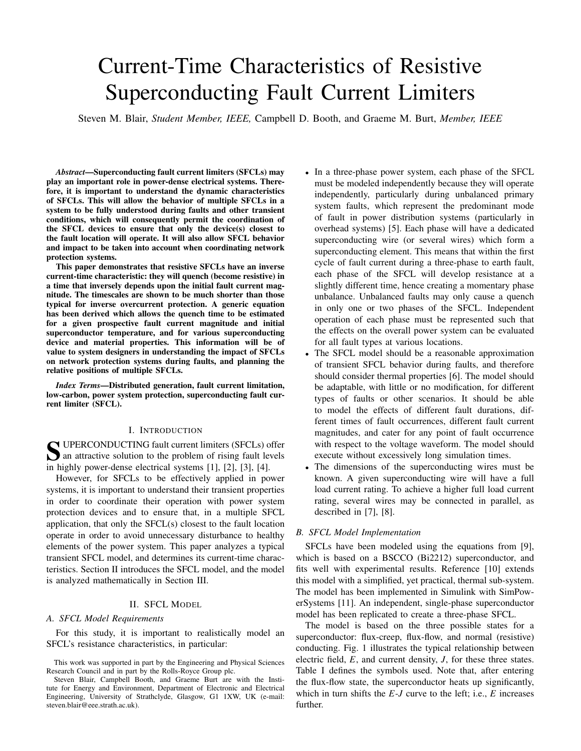# Current-Time Characteristics of Resistive Superconducting Fault Current Limiters

Steven M. Blair, *Student Member, IEEE,* Campbell D. Booth, and Graeme M. Burt, *Member, IEEE*

***Abstract*—Superconducting fault current limiters (SFCLs) may play an important role in power-dense electrical systems. Therefore, it is important to understand the dynamic characteristics of SFCLs. This will allow the behavior of multiple SFCLs in a system to be fully understood during faults and other transient conditions, which will consequently permit the coordination of the SFCL devices to ensure that only the device(s) closest to the fault location will operate. It will also allow SFCL behavior and impact to be taken into account when coordinating network protection systems.**

**This paper demonstrates that resistive SFCLs have an inverse current-time characteristic: they will quench (become resistive) in a time that inversely depends upon the initial fault current magnitude. The timescales are shown to be much shorter than those typical for inverse overcurrent protection. A generic equation has been derived which allows the quench time to be estimated for a given prospective fault current magnitude and initial superconductor temperature, and for various superconducting device and material properties. This information will be of value to system designers in understanding the impact of SFCLs on network protection systems during faults, and planning the relative positions of multiple SFCLs.**

***Index Terms*—Distributed generation, fault current limitation, low-carbon, power system protection, superconducting fault current limiter (SFCL).**

## I. Introduction

SUPERCONDUCTING fault current limiters (SFCLs) offer an attractive solution to the problem of rising fault levels in highly power-dense electrical systems [1], [2], [3], [4].

However, for SFCLs to be effectively applied in power systems, it is important to understand their transient properties in order to coordinate their operation with power system protection devices and to ensure that, in a multiple SFCL application, that only the SFCL(s) closest to the fault location operate in order to avoid unnecessary disturbance to healthy elements of the power system. This paper analyzes a typical transient SFCL model, and determines its current-time characteristics. Section II introduces the SFCL model, and the model is analyzed mathematically in Section III.

## II. SFCL Model

### A. SFCL Model Requirements

For this study, it is important to realistically model an SFCL's resistance characteristics, in particular:

- In a three-phase power system, each phase of the SFCL must be modeled independently because they will operate independently, particularly during unbalanced primary system faults, which represent the predominant mode of fault in power distribution systems (particularly in overhead systems) [5]. Each phase will have a dedicated superconducting wire (or several wires) which form a superconducting element. This means that within the first cycle of fault current during a three-phase to earth fault, each phase of the SFCL will develop resistance at a slightly different time, hence creating a momentary phase unbalance. Unbalanced faults may only cause a quench in only one or two phases of the SFCL. Independent operation of each phase must be represented such that the effects on the overall power system can be evaluated for all fault types at various locations.
- The SFCL model should be a reasonable approximation of transient SFCL behavior during faults, and therefore should consider thermal properties [6]. The model should be adaptable, with little or no modification, for different types of faults or other scenarios. It should be able to model the effects of different fault durations, different times of fault occurrences, different fault current magnitudes, and cater for any point of fault occurrence with respect to the voltage waveform. The model should execute without excessively long simulation times.
- The dimensions of the superconducting wires must be known. A given superconducting wire will have a full load current rating. To achieve a higher full load current rating, several wires may be connected in parallel, as described in [7], [8].

### B. SFCL Model Implementation

SFCLs have been modeled using the equations from [9], which is based on a BSCCO (Bi2212) superconductor, and fits well with experimental results. Reference [10] extends this model with a simplified, yet practical, thermal sub-system. The model has been implemented in Simulink with SimPowerSystems [11]. An independent, single-phase superconductor model has been replicated to create a three-phase SFCL.

The model is based on the three possible states for a superconductor: flux-creep, flux-flow, and normal (resistive) conducting. Fig. 1 illustrates the typical relationship between electric field, $E$, and current density, $J$, for these three states. Table I defines the symbols used. Note that, after entering the flux-flow state, the superconductor heats up significantly, which in turn shifts the $E$-$J$ curve to the left; i.e., $E$ increases further.

This work was supported in part by the Engineering and Physical Sciences Research Council and in part by the Rolls-Royce Group plc.

Steven Blair, Campbell Booth, and Graeme Burt are with the Institute for Energy and Environment, Department of Electronic and Electrical Engineering, University of Strathclyde, Glasgow, G1 1XW, UK (e-mail: steven.blair@eee.strath.ac.uk).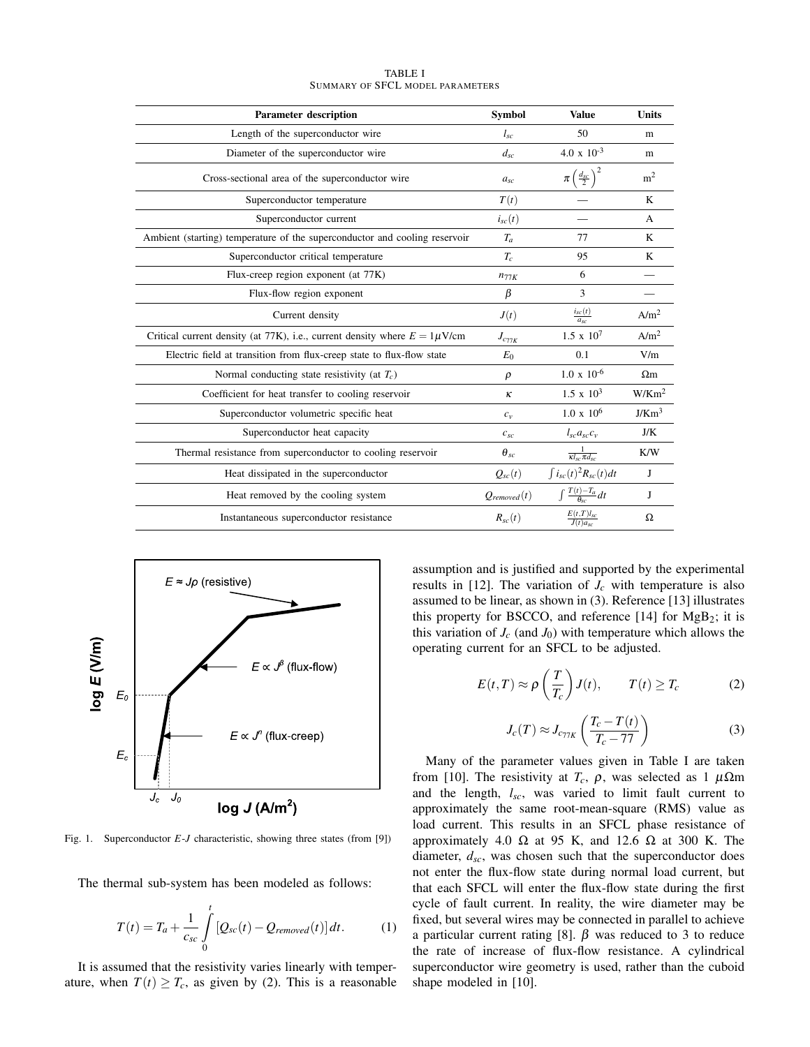TABLE I
SUMMARY OF SFCL MODEL PARAMETERS

| Parameter description | Symbol | Value | Units |
|---|---|---|---|
| Length of the superconductor wire | $l_{sc}$ | 50 | m |
| Diameter of the superconductor wire | $d_{sc}$ | $4.0 \times 10^{-3}$ | m |
| Cross-sectional area of the superconductor wire | $a_{sc}$ | $\pi\left(\frac{d_{sc}}{2}\right)^2$ | m$^2$ |
| Superconductor temperature | $T(t)$ | — | K |
| Superconductor current | $i_{sc}(t)$ | — | A |
| Ambient (starting) temperature of the superconductor and cooling reservoir | $T_a$ | 77 | K |
| Superconductor critical temperature | $T_c$ | 95 | K |
| Flux-creep region exponent (at 77K) | $n_{77K}$ | 6 | — |
| Flux-flow region exponent | $\beta$ | 3 | — |
| Current density | $J(t)$ | $\frac{i_{sc}(t)}{a_{sc}}$ | A/m$^2$ |
| Critical current density (at 77K), i.e., current density where $E = 1\mu$V/cm | $J_{c_{77K}}$ | $1.5 \times 10^7$ | A/m$^2$ |
| Electric field at transition from flux-creep state to flux-flow state | $E_0$ | 0.1 | V/m |
| Normal conducting state resistivity (at $T_c$) | $\rho$ | $1.0 \times 10^{-6}$ | Ωm |
| Coefficient for heat transfer to cooling reservoir | $\kappa$ | $1.5 \times 10^3$ | W/Km$^2$ |
| Superconductor volumetric specific heat | $c_v$ | $1.0 \times 10^6$ | J/Km$^3$ |
| Superconductor heat capacity | $c_{sc}$ | $l_{sc}a_{sc}c_v$ | J/K |
| Thermal resistance from superconductor to cooling reservoir | $\theta_{sc}$ | $\frac{1}{\kappa l_{sc}\pi d_{sc}}$ | K/W |
| Heat dissipated in the superconductor | $Q_{sc}(t)$ | $\int i_{sc}(t)^2 R_{sc}(t)dt$ | J |
| Heat removed by the cooling system | $Q_{removed}(t)$ | $\int \frac{T(t)-T_a}{\theta_{sc}}dt$ | J |
| Instantaneous superconductor resistance | $R_{sc}(t)$ | $\frac{E(t,T)l_{sc}}{J(t)a_{sc}}$ | Ω |

Fig. 1. Superconductor $E$-$J$ characteristic, showing three states (from [9])

The thermal sub-system has been modeled as follows:

$$T(t) = T_a + \frac{1}{c_{sc}}\int_0^t \left[Q_{sc}(t) - Q_{removed}(t)\right]dt. \qquad (1)$$

It is assumed that the resistivity varies linearly with temperature, when $T(t) \geq T_c$, as given by (2). This is a reasonable assumption and is justified and supported by the experimental results in [12]. The variation of $J_c$ with temperature is also assumed to be linear, as shown in (3). Reference [13] illustrates this property for BSCCO, and reference [14] for $MgB_2$; it is this variation of $J_c$ (and $J_0$) with temperature which allows the operating current for an SFCL to be adjusted.

$$E(t,T) \approx \rho\left(\frac{T}{T_c}\right)J(t), \qquad T(t) \geq T_c \qquad (2)$$

$$J_c(T) \approx J_{c_{77K}}\left(\frac{T_c - T(t)}{T_c - 77}\right) \qquad (3)$$

Many of the parameter values given in Table I are taken from [10]. The resistivity at $T_c$, $\rho$, was selected as 1 $\mu\Omega$m and the length, $l_{sc}$, was varied to limit fault current to approximately the same root-mean-square (RMS) value as load current. This results in an SFCL phase resistance of approximately 4.0 Ω at 95 K, and 12.6 Ω at 300 K. The diameter, $d_{sc}$, was chosen such that the superconductor does not enter the flux-flow state during normal load current, but that each SFCL will enter the flux-flow state during the first cycle of fault current. In reality, the wire diameter may be fixed, but several wires may be connected in parallel to achieve a particular current rating [8]. $\beta$ was reduced to 3 to reduce the rate of increase of flux-flow resistance. A cylindrical superconductor wire geometry is used, rather than the cuboid shape modeled in [10].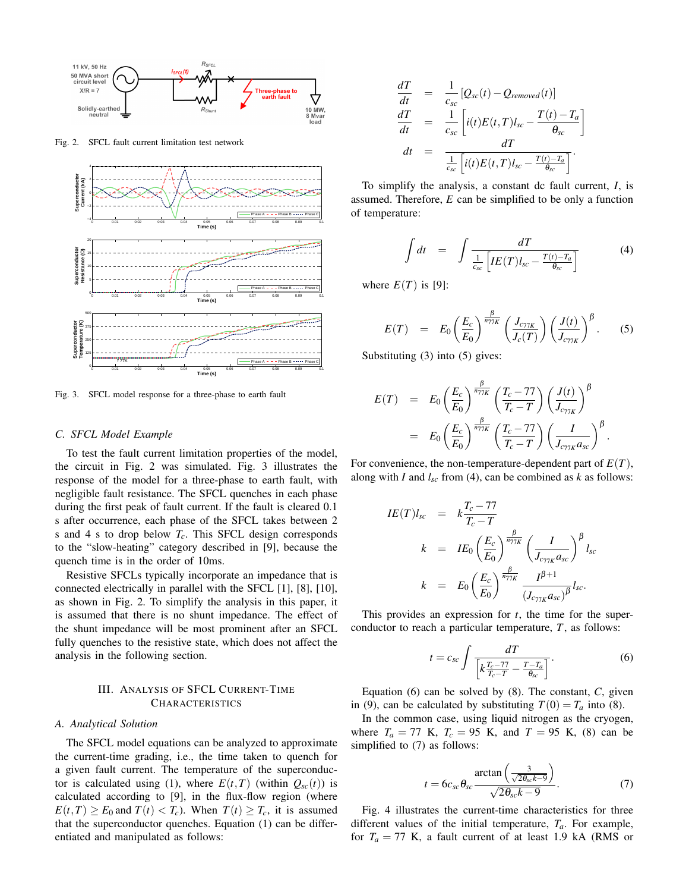Fig. 2. SFCL fault current limitation test network

Fig. 3. SFCL model response for a three-phase to earth fault

### C. SFCL Model Example

To test the fault current limitation properties of the model, the circuit in Fig. 2 was simulated. Fig. 3 illustrates the response of the model for a three-phase to earth fault, with negligible fault resistance. The SFCL quenches in each phase during the first peak of fault current. If the fault is cleared 0.1 s after occurrence, each phase of the SFCL takes between 2 s and 4 s to drop below $T_c$. This SFCL design corresponds to the "slow-heating" category described in [9], because the quench time is in the order of 10ms.

Resistive SFCLs typically incorporate an impedance that is connected electrically in parallel with the SFCL [1], [8], [10], as shown in Fig. 2. To simplify the analysis, it is assumed that there is no shunt impedance. The effect of the shunt impedance will be most prominent after an SFCL fully quenches to the resistive state, which does not affect the analysis in the following section.

## III. Analysis of SFCL Current-Time Characteristics

### A. Analytical Solution

The SFCL model equations can be analyzed to approximate the current-time grading, i.e., the time taken to quench for a given fault current. The temperature of the superconductor is calculated using (1), where $E(t,T)$ (within $Q_{sc}(t)$) is calculated according to [9], in the flux-flow region (where $E(t,T) \geq E_0$ and $T(t) < T_c$). When $T(t) \geq T_c$, it is assumed that the superconductor quenches. Equation (1) can be differentiated and manipulated as follows:

$$
\begin{aligned}
\frac{dT}{dt} &= \frac{1}{c_{sc}}\left[Q_{sc}(t) - Q_{removed}(t)\right] \\
\frac{dT}{dt} &= \frac{1}{c_{sc}}\left[i(t)E(t,T)l_{sc} - \frac{T(t)-T_a}{\theta_{sc}}\right] \\
dt &= \frac{dT}{\frac{1}{c_{sc}}\left[i(t)E(t,T)l_{sc} - \frac{T(t)-T_a}{\theta_{sc}}\right]}.
\end{aligned}
$$

To simplify the analysis, a constant dc fault current, $I$, is assumed. Therefore, $E$ can be simplified to be only a function of temperature:

$$
\int dt = \int \frac{dT}{\frac{1}{c_{sc}}\left[IE(T)l_{sc} - \frac{T(t)-T_a}{\theta_{sc}}\right]} \tag{4}
$$

where $E(T)$ is [9]:

$$
E(T) = E_0\left(\frac{E_c}{E_0}\right)^{\frac{\beta}{n_{77K}}}\left(\frac{J_{c77K}}{J_c(T)}\right)\left(\frac{J(t)}{J_{c77K}}\right)^{\beta}. \tag{5}
$$

Substituting (3) into (5) gives:

$$
\begin{aligned}
E(T) &= E_0\left(\frac{E_c}{E_0}\right)^{\frac{\beta}{n_{77K}}}\left(\frac{T_c-77}{T_c-T}\right)\left(\frac{J(t)}{J_{c77K}}\right)^{\beta} \\
&= E_0\left(\frac{E_c}{E_0}\right)^{\frac{\beta}{n_{77K}}}\left(\frac{T_c-77}{T_c-T}\right)\left(\frac{I}{J_{c77K}a_{sc}}\right)^{\beta}.
\end{aligned}
$$

For convenience, the non-temperature-dependent part of $E(T)$, along with $I$ and $l_{sc}$ from (4), can be combined as $k$ as follows:

$$
\begin{aligned}
IE(T)l_{sc} &= k\frac{T_c-77}{T_c-T} \\
k &= IE_0\left(\frac{E_c}{E_0}\right)^{\frac{\beta}{n_{77K}}}\left(\frac{I}{J_{c77K}a_{sc}}\right)^{\beta} l_{sc} \\
k &= E_0\left(\frac{E_c}{E_0}\right)^{\frac{\beta}{n_{77K}}}\frac{I^{\beta+1}}{(J_{c77K}a_{sc})^{\beta}}l_{sc}.
\end{aligned}
$$

This provides an expression for $t$, the time for the superconductor to reach a particular temperature, $T$, as follows:

$$
t = c_{sc}\int \frac{dT}{\left[k\frac{T_c-77}{T_c-T} - \frac{T-T_a}{\theta_{sc}}\right]}. \tag{6}
$$

Equation (6) can be solved by (8). The constant, $C$, given in (9), can be calculated by substituting $T(0) = T_a$ into (8).

In the common case, using liquid nitrogen as the cryogen, where $T_a = 77$ K, $T_c = 95$ K, and $T = 95$ K, (8) can be simplified to (7) as follows:

$$
t = 6c_{sc}\theta_{sc}\frac{\arctan\left(\frac{3}{\sqrt{2\theta_{sc}k-9}}\right)}{\sqrt{2\theta_{sc}k-9}}. \tag{7}
$$

Fig. 4 illustrates the current-time characteristics for three different values of the initial temperature, $T_a$. For example, for $T_a = 77$ K, a fault current of at least 1.9 kA (RMS or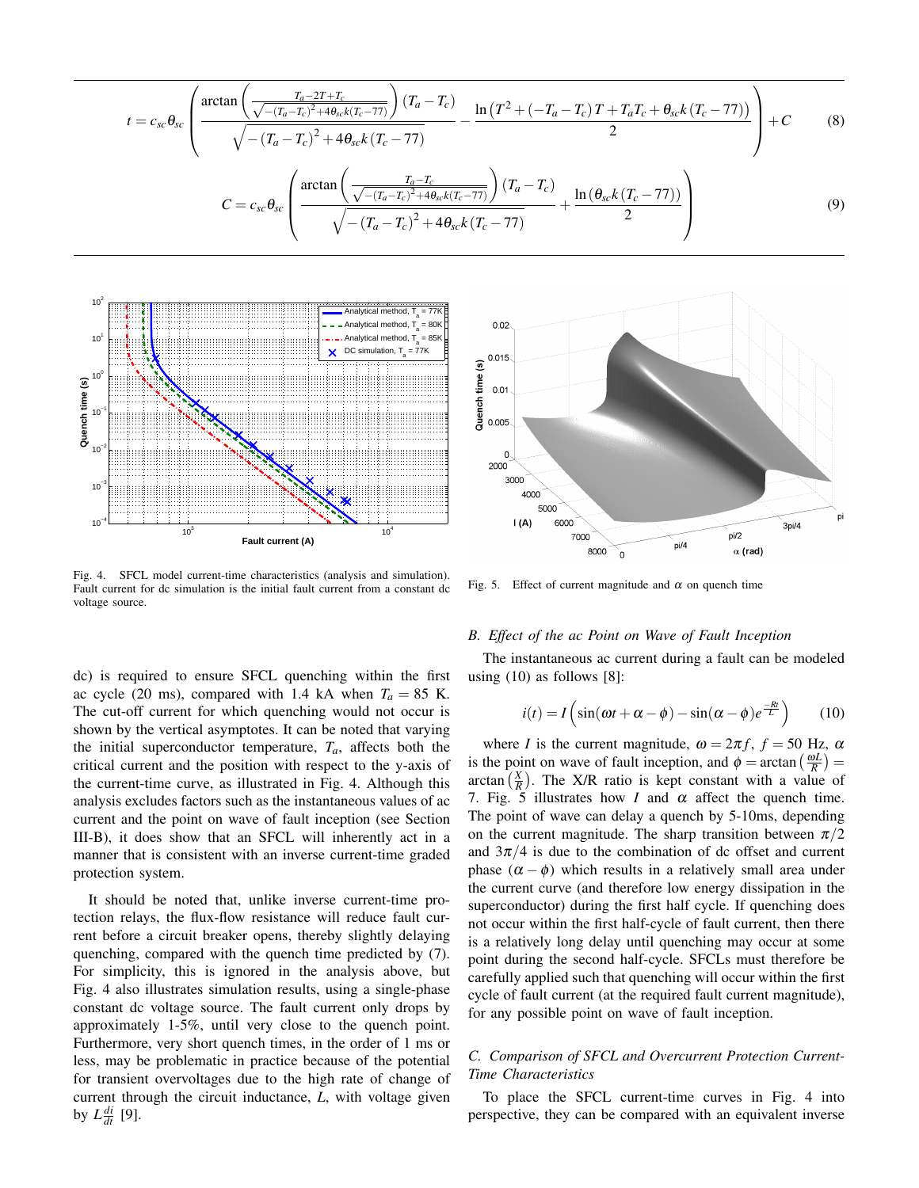$$t = c_{sc}\theta_{sc}\left(\frac{\arctan\left(\frac{T_a-2T+T_c}{\sqrt{-(T_a-T_c)^2+4\theta_{sc}k(T_c-77)}}\right)(T_a-T_c)}{\sqrt{-(T_a-T_c)^2+4\theta_{sc}k(T_c-77)}} - \frac{\ln\left(T^2+(-T_a-T_c)T+T_aT_c+\theta_{sc}k(T_c-77)\right)}{2}\right)+C \tag{8}$$

$$C = c_{sc}\theta_{sc}\left(\frac{\arctan\left(\frac{T_a-T_c}{\sqrt{-(T_a-T_c)^2+4\theta_{sc}k(T_c-77)}}\right)(T_a-T_c)}{\sqrt{-(T_a-T_c)^2+4\theta_{sc}k(T_c-77)}} + \frac{\ln\left(\theta_{sc}k(T_c-77)\right)}{2}\right) \tag{9}$$

Fig. 4. SFCL model current-time characteristics (analysis and simulation). Fault current for dc simulation is the initial fault current from a constant dc voltage source.

Fig. 5. Effect of current magnitude and $\alpha$ on quench time

dc) is required to ensure SFCL quenching within the first ac cycle (20 ms), compared with 1.4 kA when $T_a = 85$ K. The cut-off current for which quenching would not occur is shown by the vertical asymptotes. It can be noted that varying the initial superconductor temperature, $T_a$, affects both the critical current and the position with respect to the y-axis of the current-time curve, as illustrated in Fig. 4. Although this analysis excludes factors such as the instantaneous values of ac current and the point on wave of fault inception (see Section III-B), it does show that an SFCL will inherently act in a manner that is consistent with an inverse current-time graded protection system.

It should be noted that, unlike inverse current-time protection relays, the flux-flow resistance will reduce fault current before a circuit breaker opens, thereby slightly delaying quenching, compared with the quench time predicted by (7). For simplicity, this is ignored in the analysis above, but Fig. 4 also illustrates simulation results, using a single-phase constant dc voltage source. The fault current only drops by approximately 1-5%, until very close to the quench point. Furthermore, very short quench times, in the order of 1 ms or less, may be problematic in practice because of the potential for transient overvoltages due to the high rate of change of current through the circuit inductance, $L$, with voltage given by $L\frac{di}{dt}$ [9].

### *B. Effect of the ac Point on Wave of Fault Inception*

The instantaneous ac current during a fault can be modeled using (10) as follows [8]:

$$i(t) = I\left(\sin(\omega t+\alpha-\phi)-\sin(\alpha-\phi)e^{\frac{-Rt}{L}}\right) \tag{10}$$

where $I$ is the current magnitude, $\omega = 2\pi f$, $f = 50$ Hz, $\alpha$ is the point on wave of fault inception, and $\phi = \arctan\left(\frac{\omega L}{R}\right) = \arctan\left(\frac{X}{R}\right)$. The X/R ratio is kept constant with a value of 7. Fig. 5 illustrates how $I$ and $\alpha$ affect the quench time. The point of wave can delay a quench by 5-10ms, depending on the current magnitude. The sharp transition between $\pi/2$ and $3\pi/4$ is due to the combination of dc offset and current phase $(\alpha-\phi)$ which results in a relatively small area under the current curve (and therefore low energy dissipation in the superconductor) during the first half cycle. If quenching does not occur within the first half-cycle of fault current, then there is a relatively long delay until quenching may occur at some point during the second half-cycle. SFCLs must therefore be carefully applied such that quenching will occur within the first cycle of fault current (at the required fault current magnitude), for any possible point on wave of fault inception.

### *C. Comparison of SFCL and Overcurrent Protection Current-Time Characteristics*

To place the SFCL current-time curves in Fig. 4 into perspective, they can be compared with an equivalent inverse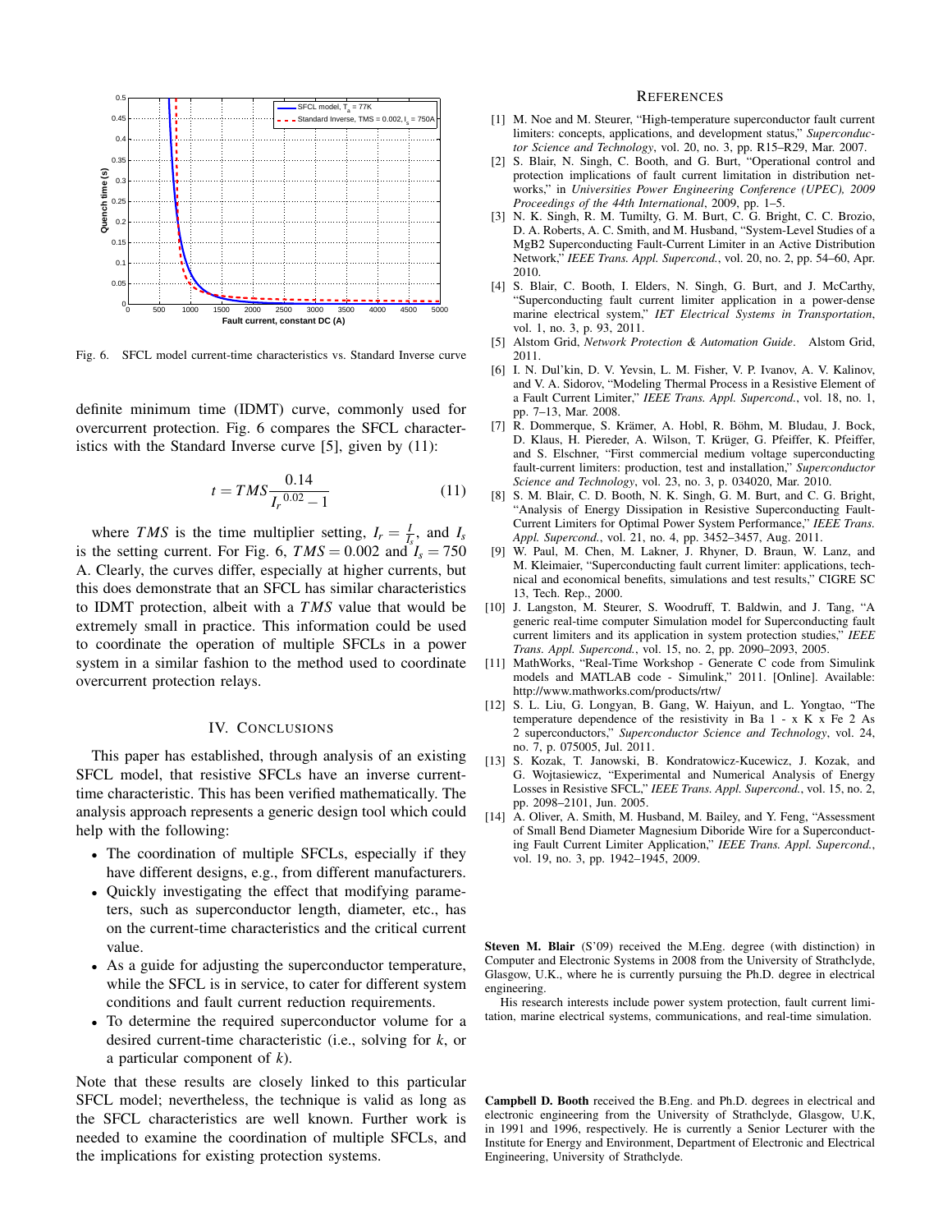Fig. 6. SFCL model current-time characteristics vs. Standard Inverse curve

definite minimum time (IDMT) curve, commonly used for overcurrent protection. Fig. 6 compares the SFCL characteristics with the Standard Inverse curve [5], given by (11):

$$t = TMS \frac{0.14}{I_r^{\ 0.02} - 1} \tag{11}$$

where $TMS$ is the time multiplier setting, $I_r = \frac{I}{I_s}$, and $I_s$ is the setting current. For Fig. 6, $TMS = 0.002$ and $I_s = 750$ A. Clearly, the curves differ, especially at higher currents, but this does demonstrate that an SFCL has similar characteristics to IDMT protection, albeit with a $TMS$ value that would be extremely small in practice. This information could be used to coordinate the operation of multiple SFCLs in a power system in a similar fashion to the method used to coordinate overcurrent protection relays.

## IV. Conclusions

This paper has established, through analysis of an existing SFCL model, that resistive SFCLs have an inverse current-time characteristic. This has been verified mathematically. The analysis approach represents a generic design tool which could help with the following:

- The coordination of multiple SFCLs, especially if they have different designs, e.g., from different manufacturers.
- Quickly investigating the effect that modifying parameters, such as superconductor length, diameter, etc., has on the current-time characteristics and the critical current value.
- As a guide for adjusting the superconductor temperature, while the SFCL is in service, to cater for different system conditions and fault current reduction requirements.
- To determine the required superconductor volume for a desired current-time characteristic (i.e., solving for $k$, or a particular component of $k$).

Note that these results are closely linked to this particular SFCL model; nevertheless, the technique is valid as long as the SFCL characteristics are well known. Further work is needed to examine the coordination of multiple SFCLs, and the implications for existing protection systems.

## References

[1] M. Noe and M. Steurer, "High-temperature superconductor fault current limiters: concepts, applications, and development status," *Superconductor Science and Technology*, vol. 20, no. 3, pp. R15–R29, Mar. 2007.

[2] S. Blair, N. Singh, C. Booth, and G. Burt, "Operational control and protection implications of fault current limitation in distribution networks," in *Universities Power Engineering Conference (UPEC), 2009 Proceedings of the 44th International*, 2009, pp. 1–5.

[3] N. K. Singh, R. M. Tumilty, G. M. Burt, C. G. Bright, C. C. Brozio, D. A. Roberts, A. C. Smith, and M. Husband, "System-Level Studies of a MgB2 Superconducting Fault-Current Limiter in an Active Distribution Network," *IEEE Trans. Appl. Supercond.*, vol. 20, no. 2, pp. 54–60, Apr. 2010.

[4] S. Blair, C. Booth, I. Elders, N. Singh, G. Burt, and J. McCarthy, "Superconducting fault current limiter application in a power-dense marine electrical system," *IET Electrical Systems in Transportation*, vol. 1, no. 3, p. 93, 2011.

[5] Alstom Grid, *Network Protection & Automation Guide*. Alstom Grid, 2011.

[6] I. N. Dul'kin, D. V. Yevsin, L. M. Fisher, V. P. Ivanov, A. V. Kalinov, and V. A. Sidorov, "Modeling Thermal Process in a Resistive Element of a Fault Current Limiter," *IEEE Trans. Appl. Supercond.*, vol. 18, no. 1, pp. 7–13, Mar. 2008.

[7] R. Dommerque, S. Krämer, A. Hobl, R. Böhm, M. Bludau, J. Bock, D. Klaus, H. Piereder, A. Wilson, T. Krüger, G. Pfeiffer, K. Pfeiffer, and S. Elschner, "First commercial medium voltage superconducting fault-current limiters: production, test and installation," *Superconductor Science and Technology*, vol. 23, no. 3, p. 034020, Mar. 2010.

[8] S. M. Blair, C. D. Booth, N. K. Singh, G. M. Burt, and C. G. Bright, "Analysis of Energy Dissipation in Resistive Superconducting Fault-Current Limiters for Optimal Power System Performance," *IEEE Trans. Appl. Supercond.*, vol. 21, no. 4, pp. 3452–3457, Aug. 2011.

[9] W. Paul, M. Chen, M. Lakner, J. Rhyner, D. Braun, W. Lanz, and M. Kleimaier, "Superconducting fault current limiter: applications, technical and economical benefits, simulations and test results," CIGRE SC 13, Tech. Rep., 2000.

[10] J. Langston, M. Steurer, S. Woodruff, T. Baldwin, and J. Tang, "A generic real-time computer Simulation model for Superconducting fault current limiters and its application in system protection studies," *IEEE Trans. Appl. Supercond.*, vol. 15, no. 2, pp. 2090–2093, 2005.

[11] MathWorks, "Real-Time Workshop - Generate C code from Simulink models and MATLAB code - Simulink," 2011. [Online]. Available: http://www.mathworks.com/products/rtw/

[12] S. L. Liu, G. Longyan, B. Gang, W. Haiyun, and L. Yongtao, "The temperature dependence of the resistivity in Ba 1 - x K x Fe 2 As 2 superconductors," *Superconductor Science and Technology*, vol. 24, no. 7, p. 075005, Jul. 2011.

[13] S. Kozak, T. Janowski, B. Kondratowicz-Kucewicz, J. Kozak, and G. Wojtasiewicz, "Experimental and Numerical Analysis of Energy Losses in Resistive SFCL," *IEEE Trans. Appl. Supercond.*, vol. 15, no. 2, pp. 2098–2101, Jun. 2005.

[14] A. Oliver, A. Smith, M. Husband, M. Bailey, and Y. Feng, "Assessment of Small Bend Diameter Magnesium Diboride Wire for a Superconducting Fault Current Limiter Application," *IEEE Trans. Appl. Supercond.*, vol. 19, no. 3, pp. 1942–1945, 2009.

**Steven M. Blair** (S'09) received the M.Eng. degree (with distinction) in Computer and Electronic Systems in 2008 from the University of Strathclyde, Glasgow, U.K., where he is currently pursuing the Ph.D. degree in electrical engineering.

His research interests include power system protection, fault current limitation, marine electrical systems, communications, and real-time simulation.

**Campbell D. Booth** received the B.Eng. and Ph.D. degrees in electrical and electronic engineering from the University of Strathclyde, Glasgow, U.K, in 1991 and 1996, respectively. He is currently a Senior Lecturer with the Institute for Energy and Environment, Department of Electronic and Electrical Engineering, University of Strathclyde.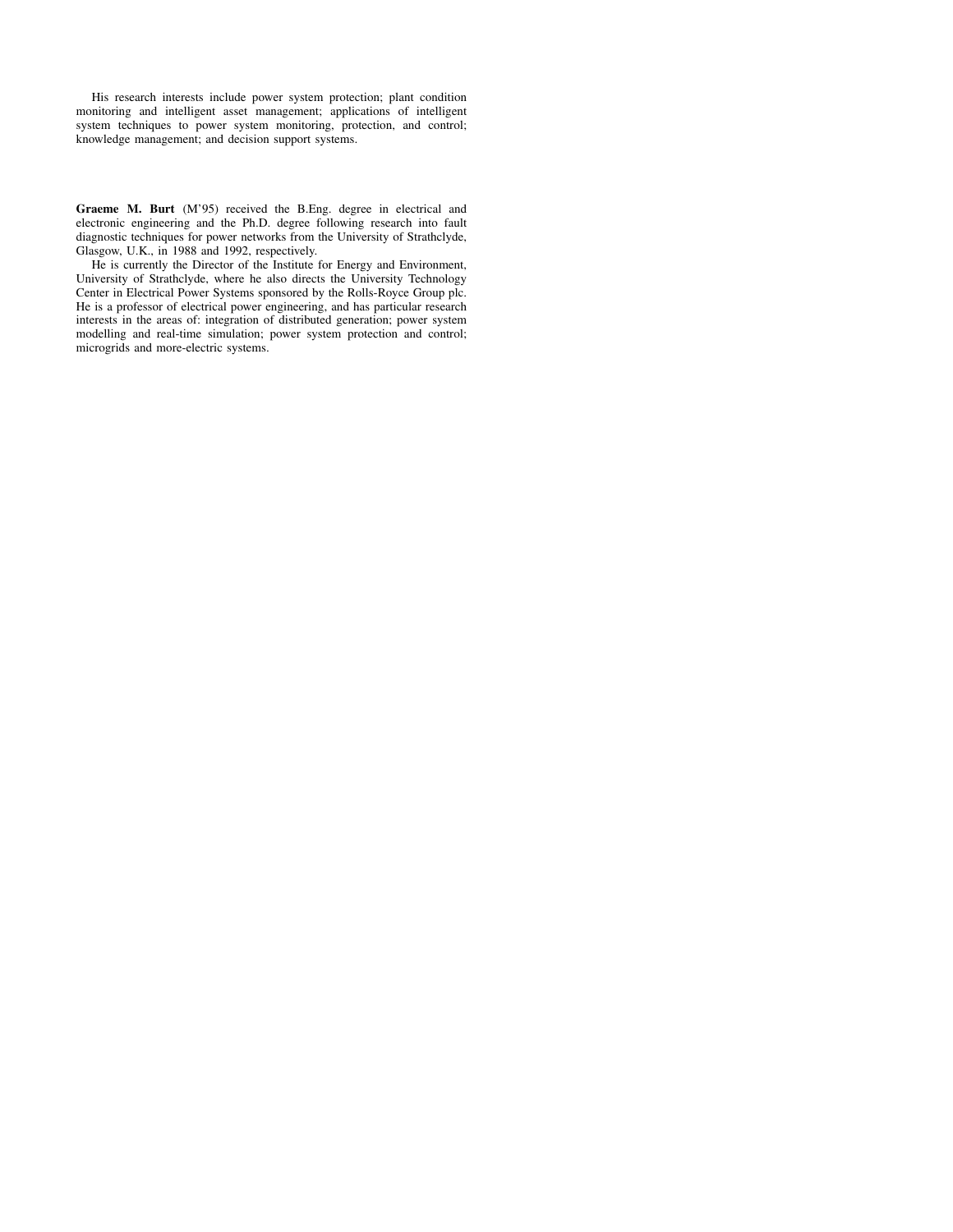His research interests include power system protection; plant condition monitoring and intelligent asset management; applications of intelligent system techniques to power system monitoring, protection, and control; knowledge management; and decision support systems.

**Graeme M. Burt** (M'95) received the B.Eng. degree in electrical and electronic engineering and the Ph.D. degree following research into fault diagnostic techniques for power networks from the University of Strathclyde, Glasgow, U.K., in 1988 and 1992, respectively.

He is currently the Director of the Institute for Energy and Environment, University of Strathclyde, where he also directs the University Technology Center in Electrical Power Systems sponsored by the Rolls-Royce Group plc. He is a professor of electrical power engineering, and has particular research interests in the areas of: integration of distributed generation; power system modelling and real-time simulation; power system protection and control; microgrids and more-electric systems.